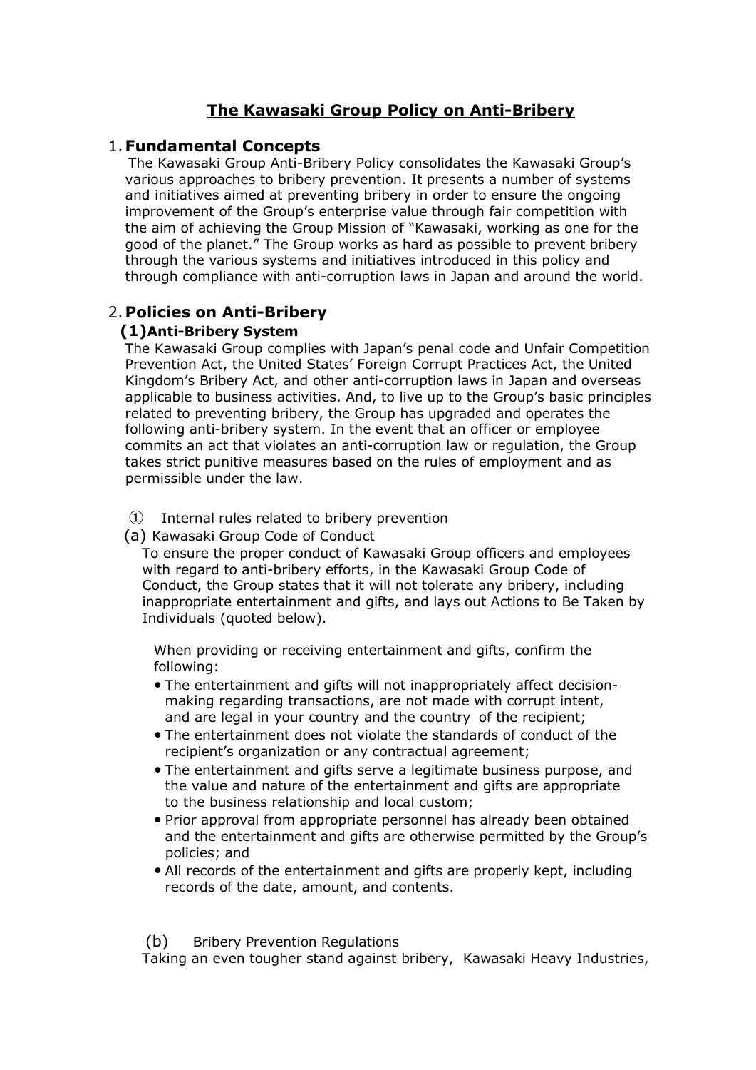# The Kawasaki Group Policy on Anti-Bribery

## 1. Fundamental Concepts

The Kawasaki Group Anti-Bribery Policy consolidates the Kawasaki Group's various approaches to bribery prevention. It presents a number of systems and initiatives aimed at preventing bribery in order to ensure the ongoing improvement of the Group's enterprise value through fair competition with the aim of achieving the Group Mission of "Kawasaki, working as one for the good of the planet." The Group works as hard as possible to prevent bribery through the various systems and initiatives introduced in this policy and through compliance with anti-corruption laws in Japan and around the world.

## 2. Policies on Anti-Bribery

### (1) Anti-Bribery System

The Kawasaki Group complies with Japan's penal code and Unfair Competition Prevention Act, the United States' Foreign Corrupt Practices Act, the United Kingdom's Bribery Act, and other anti-corruption laws in Japan and overseas applicable to business activities. And, to live up to the Group's basic principles related to preventing bribery, the Group has upgraded and operates the following anti-bribery system. In the event that an officer or employee commits an act that violates an anti-corruption law or regulation, the Group takes strict punitive measures based on the rules of employment and as permissible under the law.

① Internal rules related to bribery prevention

(a) Kawasaki Group Code of Conduct

To ensure the proper conduct of Kawasaki Group officers and employees with regard to anti-bribery efforts, in the Kawasaki Group Code of Conduct, the Group states that it will not tolerate any bribery, including inappropriate entertainment and gifts, and lays out Actions to Be Taken by Individuals (quoted below).

When providing or receiving entertainment and gifts, confirm the following:

- The entertainment and gifts will not inappropriately affect decision-making regarding transactions, are not made with corrupt intent, and are legal in your country and the country of the recipient;
- The entertainment does not violate the standards of conduct of the recipient's organization or any contractual agreement;
- The entertainment and gifts serve a legitimate business purpose, and the value and nature of the entertainment and gifts are appropriate to the business relationship and local custom;
- Prior approval from appropriate personnel has already been obtained and the entertainment and gifts are otherwise permitted by the Group's policies; and
- All records of the entertainment and gifts are properly kept, including records of the date, amount, and contents.

(b) Bribery Prevention Regulations

Taking an even tougher stand against bribery, Kawasaki Heavy Industries,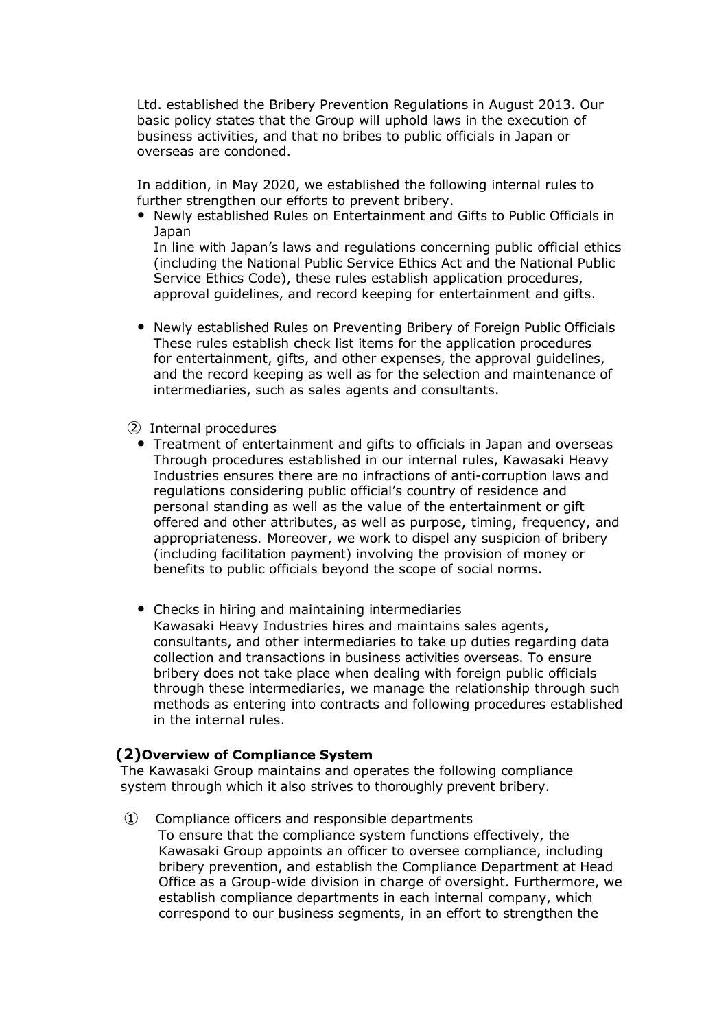Ltd. established the Bribery Prevention Regulations in August 2013. Our basic policy states that the Group will uphold laws in the execution of business activities, and that no bribes to public officials in Japan or overseas are condoned.

In addition, in May 2020, we established the following internal rules to further strengthen our efforts to prevent bribery.

- Newly established Rules on Entertainment and Gifts to Public Officials in Japan
  In line with Japan's laws and regulations concerning public official ethics (including the National Public Service Ethics Act and the National Public Service Ethics Code), these rules establish application procedures, approval guidelines, and record keeping for entertainment and gifts.

- Newly established Rules on Preventing Bribery of Foreign Public Officials
  These rules establish check list items for the application procedures for entertainment, gifts, and other expenses, the approval guidelines, and the record keeping as well as for the selection and maintenance of intermediaries, such as sales agents and consultants.

② Internal procedures

- Treatment of entertainment and gifts to officials in Japan and overseas
  Through procedures established in our internal rules, Kawasaki Heavy Industries ensures there are no infractions of anti-corruption laws and regulations considering public official's country of residence and personal standing as well as the value of the entertainment or gift offered and other attributes, as well as purpose, timing, frequency, and appropriateness. Moreover, we work to dispel any suspicion of bribery (including facilitation payment) involving the provision of money or benefits to public officials beyond the scope of social norms.

- Checks in hiring and maintaining intermediaries
  Kawasaki Heavy Industries hires and maintains sales agents, consultants, and other intermediaries to take up duties regarding data collection and transactions in business activities overseas. To ensure bribery does not take place when dealing with foreign public officials through these intermediaries, we manage the relationship through such methods as entering into contracts and following procedures established in the internal rules.

### (2)Overview of Compliance System

The Kawasaki Group maintains and operates the following compliance system through which it also strives to thoroughly prevent bribery.

① Compliance officers and responsible departments
To ensure that the compliance system functions effectively, the Kawasaki Group appoints an officer to oversee compliance, including bribery prevention, and establish the Compliance Department at Head Office as a Group-wide division in charge of oversight. Furthermore, we establish compliance departments in each internal company, which correspond to our business segments, in an effort to strengthen the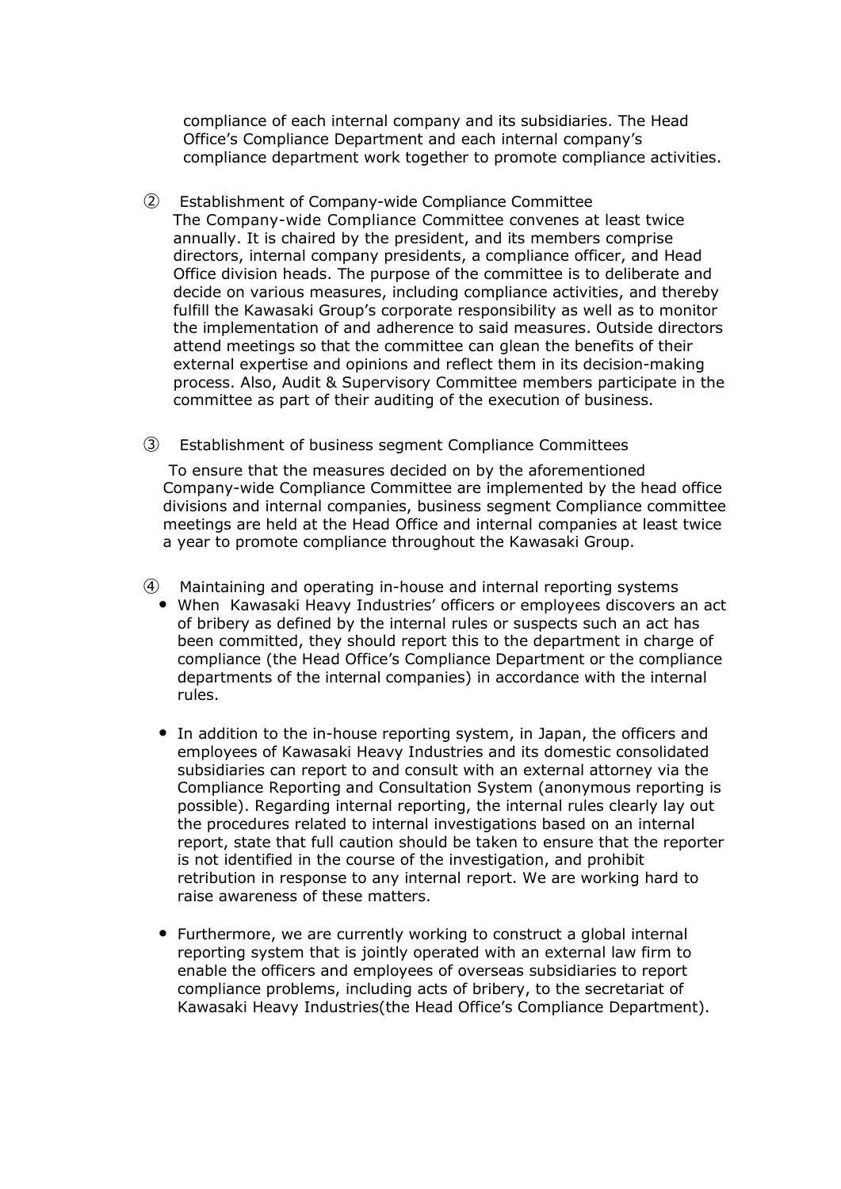compliance of each internal company and its subsidiaries. The Head Office's Compliance Department and each internal company's compliance department work together to promote compliance activities.

② Establishment of Company-wide Compliance Committee

The Company-wide Compliance Committee convenes at least twice annually. It is chaired by the president, and its members comprise directors, internal company presidents, a compliance officer, and Head Office division heads. The purpose of the committee is to deliberate and decide on various measures, including compliance activities, and thereby fulfill the Kawasaki Group's corporate responsibility as well as to monitor the implementation of and adherence to said measures. Outside directors attend meetings so that the committee can glean the benefits of their external expertise and opinions and reflect them in its decision-making process. Also, Audit & Supervisory Committee members participate in the committee as part of their auditing of the execution of business.

③ Establishment of business segment Compliance Committees

To ensure that the measures decided on by the aforementioned Company-wide Compliance Committee are implemented by the head office divisions and internal companies, business segment Compliance committee meetings are held at the Head Office and internal companies at least twice a year to promote compliance throughout the Kawasaki Group.

④ Maintaining and operating in-house and internal reporting systems

- When Kawasaki Heavy Industries' officers or employees discovers an act of bribery as defined by the internal rules or suspects such an act has been committed, they should report this to the department in charge of compliance (the Head Office's Compliance Department or the compliance departments of the internal companies) in accordance with the internal rules.
- In addition to the in-house reporting system, in Japan, the officers and employees of Kawasaki Heavy Industries and its domestic consolidated subsidiaries can report to and consult with an external attorney via the Compliance Reporting and Consultation System (anonymous reporting is possible). Regarding internal reporting, the internal rules clearly lay out the procedures related to internal investigations based on an internal report, state that full caution should be taken to ensure that the reporter is not identified in the course of the investigation, and prohibit retribution in response to any internal report. We are working hard to raise awareness of these matters.
- Furthermore, we are currently working to construct a global internal reporting system that is jointly operated with an external law firm to enable the officers and employees of overseas subsidiaries to report compliance problems, including acts of bribery, to the secretariat of Kawasaki Heavy Industries(the Head Office's Compliance Department).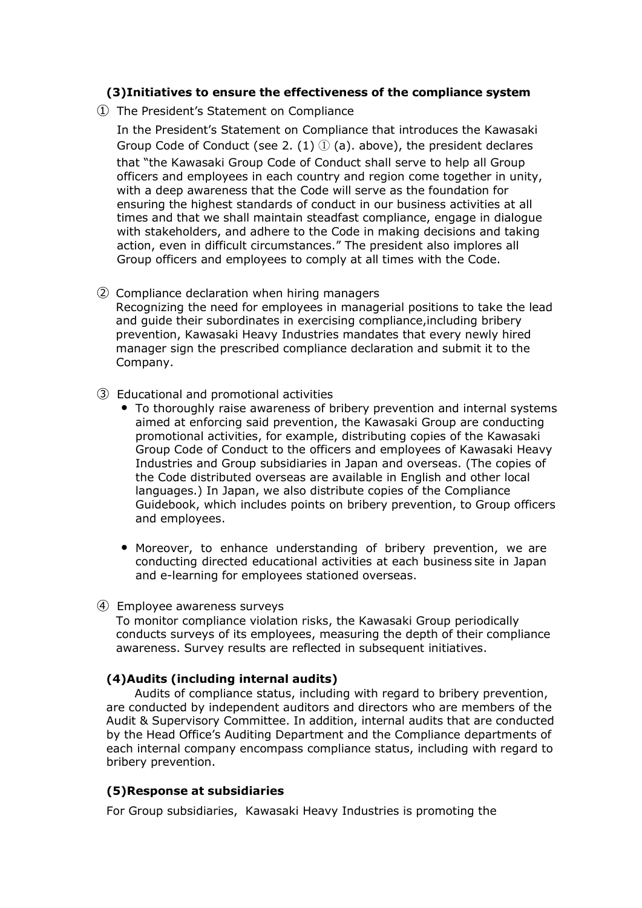### (3)Initiatives to ensure the effectiveness of the compliance system

① The President's Statement on Compliance

In the President's Statement on Compliance that introduces the Kawasaki Group Code of Conduct (see 2. (1) ① (a). above), the president declares that "the Kawasaki Group Code of Conduct shall serve to help all Group officers and employees in each country and region come together in unity, with a deep awareness that the Code will serve as the foundation for ensuring the highest standards of conduct in our business activities at all times and that we shall maintain steadfast compliance, engage in dialogue with stakeholders, and adhere to the Code in making decisions and taking action, even in difficult circumstances." The president also implores all Group officers and employees to comply at all times with the Code.

② Compliance declaration when hiring managers

Recognizing the need for employees in managerial positions to take the lead and guide their subordinates in exercising compliance,including bribery prevention, Kawasaki Heavy Industries mandates that every newly hired manager sign the prescribed compliance declaration and submit it to the Company.

③ Educational and promotional activities

- To thoroughly raise awareness of bribery prevention and internal systems aimed at enforcing said prevention, the Kawasaki Group are conducting promotional activities, for example, distributing copies of the Kawasaki Group Code of Conduct to the officers and employees of Kawasaki Heavy Industries and Group subsidiaries in Japan and overseas. (The copies of the Code distributed overseas are available in English and other local languages.) In Japan, we also distribute copies of the Compliance Guidebook, which includes points on bribery prevention, to Group officers and employees.

- Moreover, to enhance understanding of bribery prevention, we are conducting directed educational activities at each business site in Japan and e-learning for employees stationed overseas.

④ Employee awareness surveys

To monitor compliance violation risks, the Kawasaki Group periodically conducts surveys of its employees, measuring the depth of their compliance awareness. Survey results are reflected in subsequent initiatives.

### (4)Audits (including internal audits)

Audits of compliance status, including with regard to bribery prevention, are conducted by independent auditors and directors who are members of the Audit & Supervisory Committee. In addition, internal audits that are conducted by the Head Office's Auditing Department and the Compliance departments of each internal company encompass compliance status, including with regard to bribery prevention.

### (5)Response at subsidiaries

For Group subsidiaries, Kawasaki Heavy Industries is promoting the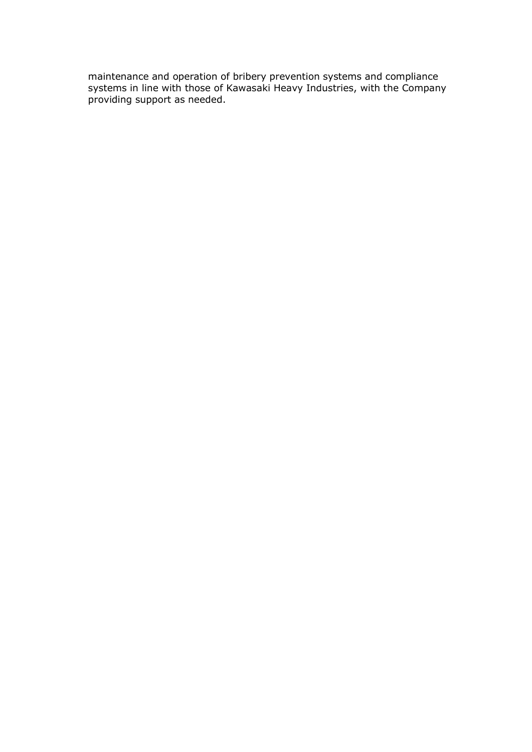maintenance and operation of bribery prevention systems and compliance systems in line with those of Kawasaki Heavy Industries, with the Company providing support as needed.